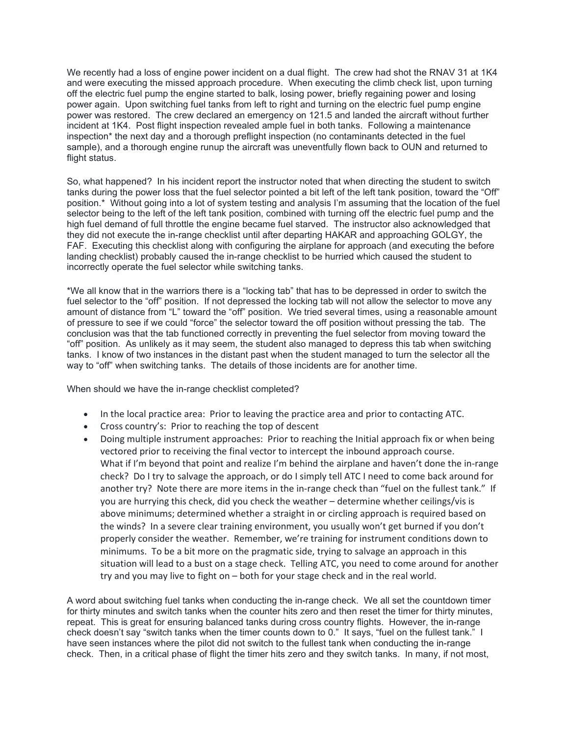We recently had a loss of engine power incident on a dual flight. The crew had shot the RNAV 31 at 1K4 and were executing the missed approach procedure. When executing the climb check list, upon turning off the electric fuel pump the engine started to balk, losing power, briefly regaining power and losing power again. Upon switching fuel tanks from left to right and turning on the electric fuel pump engine power was restored. The crew declared an emergency on 121.5 and landed the aircraft without further incident at 1K4. Post flight inspection revealed ample fuel in both tanks. Following a maintenance inspection* the next day and a thorough preflight inspection (no contaminants detected in the fuel sample), and a thorough engine runup the aircraft was uneventfully flown back to OUN and returned to flight status.

So, what happened? In his incident report the instructor noted that when directing the student to switch tanks during the power loss that the fuel selector pointed a bit left of the left tank position, toward the "Off" position.* Without going into a lot of system testing and analysis I'm assuming that the location of the fuel selector being to the left of the left tank position, combined with turning off the electric fuel pump and the high fuel demand of full throttle the engine became fuel starved. The instructor also acknowledged that they did not execute the in-range checklist until after departing HAKAR and approaching GOLGY, the FAF. Executing this checklist along with configuring the airplane for approach (and executing the before landing checklist) probably caused the in-range checklist to be hurried which caused the student to incorrectly operate the fuel selector while switching tanks.

*We all know that in the warriors there is a "locking tab" that has to be depressed in order to switch the fuel selector to the "off" position. If not depressed the locking tab will not allow the selector to move any amount of distance from "L" toward the "off" position. We tried several times, using a reasonable amount of pressure to see if we could "force" the selector toward the off position without pressing the tab. The conclusion was that the tab functioned correctly in preventing the fuel selector from moving toward the "off" position. As unlikely as it may seem, the student also managed to depress this tab when switching tanks. I know of two instances in the distant past when the student managed to turn the selector all the way to "off" when switching tanks. The details of those incidents are for another time.

When should we have the in-range checklist completed?

- In the local practice area: Prior to leaving the practice area and prior to contacting ATC.
- Cross country's: Prior to reaching the top of descent
- Doing multiple instrument approaches: Prior to reaching the Initial approach fix or when being vectored prior to receiving the final vector to intercept the inbound approach course.
  What if I'm beyond that point and realize I'm behind the airplane and haven't done the in-range check? Do I try to salvage the approach, or do I simply tell ATC I need to come back around for another try? Note there are more items in the in-range check than "fuel on the fullest tank." If you are hurrying this check, did you check the weather – determine whether ceilings/vis is above minimums; determined whether a straight in or circling approach is required based on the winds? In a severe clear training environment, you usually won't get burned if you don't properly consider the weather. Remember, we're training for instrument conditions down to minimums. To be a bit more on the pragmatic side, trying to salvage an approach in this situation will lead to a bust on a stage check. Telling ATC, you need to come around for another try and you may live to fight on – both for your stage check and in the real world.

A word about switching fuel tanks when conducting the in-range check. We all set the countdown timer for thirty minutes and switch tanks when the counter hits zero and then reset the timer for thirty minutes, repeat. This is great for ensuring balanced tanks during cross country flights. However, the in-range check doesn't say "switch tanks when the timer counts down to 0." It says, "fuel on the fullest tank." I have seen instances where the pilot did not switch to the fullest tank when conducting the in-range check. Then, in a critical phase of flight the timer hits zero and they switch tanks. In many, if not most,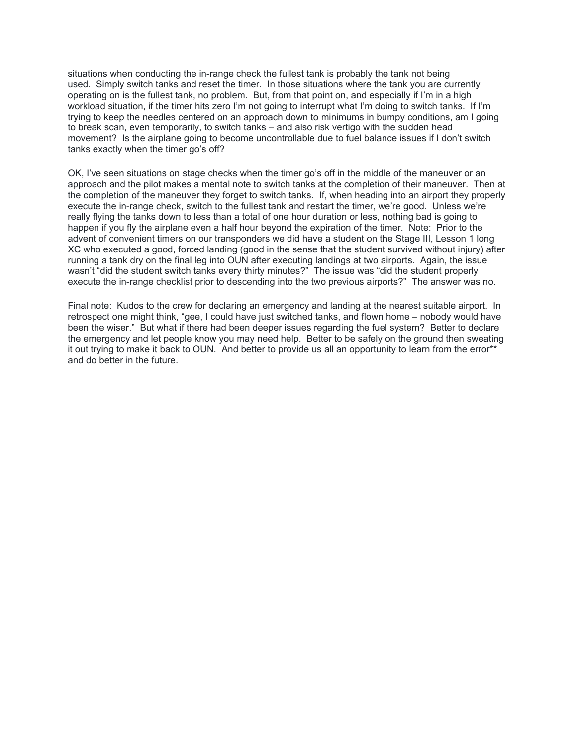situations when conducting the in-range check the fullest tank is probably the tank not being used. Simply switch tanks and reset the timer. In those situations where the tank you are currently operating on is the fullest tank, no problem. But, from that point on, and especially if I'm in a high workload situation, if the timer hits zero I'm not going to interrupt what I'm doing to switch tanks. If I'm trying to keep the needles centered on an approach down to minimums in bumpy conditions, am I going to break scan, even temporarily, to switch tanks – and also risk vertigo with the sudden head movement? Is the airplane going to become uncontrollable due to fuel balance issues if I don't switch tanks exactly when the timer go's off?

OK, I've seen situations on stage checks when the timer go's off in the middle of the maneuver or an approach and the pilot makes a mental note to switch tanks at the completion of their maneuver. Then at the completion of the maneuver they forget to switch tanks. If, when heading into an airport they properly execute the in-range check, switch to the fullest tank and restart the timer, we're good. Unless we're really flying the tanks down to less than a total of one hour duration or less, nothing bad is going to happen if you fly the airplane even a half hour beyond the expiration of the timer. Note: Prior to the advent of convenient timers on our transponders we did have a student on the Stage III, Lesson 1 long XC who executed a good, forced landing (good in the sense that the student survived without injury) after running a tank dry on the final leg into OUN after executing landings at two airports. Again, the issue wasn't "did the student switch tanks every thirty minutes?" The issue was "did the student properly execute the in-range checklist prior to descending into the two previous airports?" The answer was no.

Final note: Kudos to the crew for declaring an emergency and landing at the nearest suitable airport. In retrospect one might think, "gee, I could have just switched tanks, and flown home – nobody would have been the wiser." But what if there had been deeper issues regarding the fuel system? Better to declare the emergency and let people know you may need help. Better to be safely on the ground then sweating it out trying to make it back to OUN. And better to provide us all an opportunity to learn from the error** and do better in the future.